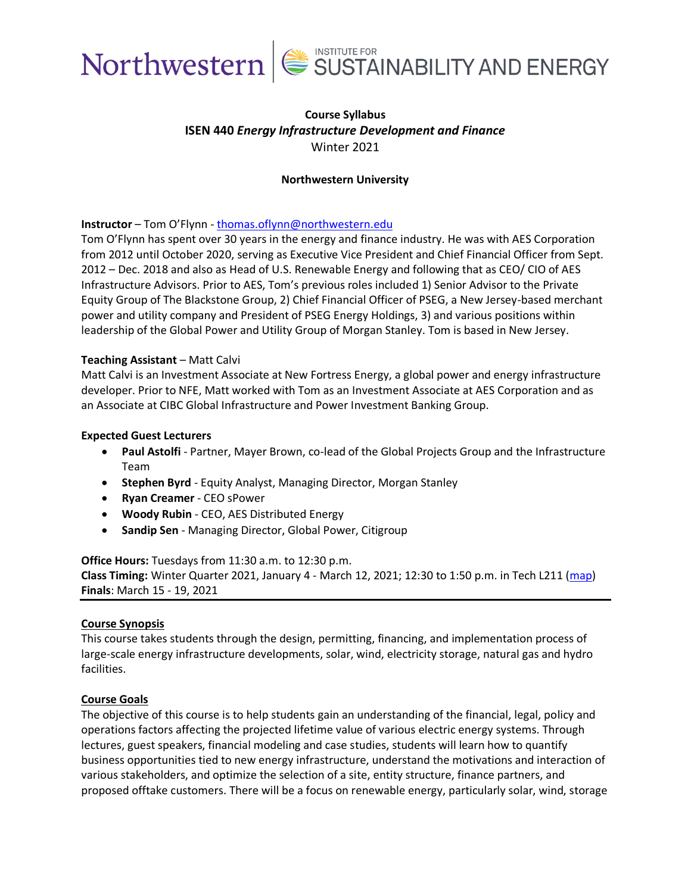Northwestern | INSTITUTE FOR SUSTAINABILITY AND ENERGY

**Course Syllabus**
**ISEN 440** ***Energy Infrastructure Development and Finance***
Winter 2021

**Northwestern University**

**Instructor** – Tom O'Flynn - thomas.oflynn@northwestern.edu
Tom O'Flynn has spent over 30 years in the energy and finance industry. He was with AES Corporation from 2012 until October 2020, serving as Executive Vice President and Chief Financial Officer from Sept. 2012 – Dec. 2018 and also as Head of U.S. Renewable Energy and following that as CEO/ CIO of AES Infrastructure Advisors. Prior to AES, Tom's previous roles included 1) Senior Advisor to the Private Equity Group of The Blackstone Group, 2) Chief Financial Officer of PSEG, a New Jersey-based merchant power and utility company and President of PSEG Energy Holdings, 3) and various positions within leadership of the Global Power and Utility Group of Morgan Stanley. Tom is based in New Jersey.

**Teaching Assistant** – Matt Calvi
Matt Calvi is an Investment Associate at New Fortress Energy, a global power and energy infrastructure developer. Prior to NFE, Matt worked with Tom as an Investment Associate at AES Corporation and as an Associate at CIBC Global Infrastructure and Power Investment Banking Group.

**Expected Guest Lecturers**

- **Paul Astolfi** - Partner, Mayer Brown, co-lead of the Global Projects Group and the Infrastructure Team
- **Stephen Byrd** - Equity Analyst, Managing Director, Morgan Stanley
- **Ryan Creamer** - CEO sPower
- **Woody Rubin** - CEO, AES Distributed Energy
- **Sandip Sen** - Managing Director, Global Power, Citigroup

**Office Hours:** Tuesdays from 11:30 a.m. to 12:30 p.m.
**Class Timing:** Winter Quarter 2021, January 4 - March 12, 2021; 12:30 to 1:50 p.m. in Tech L211 (map)
**Finals**: March 15 - 19, 2021

## Course Synopsis

This course takes students through the design, permitting, financing, and implementation process of large-scale energy infrastructure developments, solar, wind, electricity storage, natural gas and hydro facilities.

## Course Goals

The objective of this course is to help students gain an understanding of the financial, legal, policy and operations factors affecting the projected lifetime value of various electric energy systems. Through lectures, guest speakers, financial modeling and case studies, students will learn how to quantify business opportunities tied to new energy infrastructure, understand the motivations and interaction of various stakeholders, and optimize the selection of a site, entity structure, finance partners, and proposed offtake customers. There will be a focus on renewable energy, particularly solar, wind, storage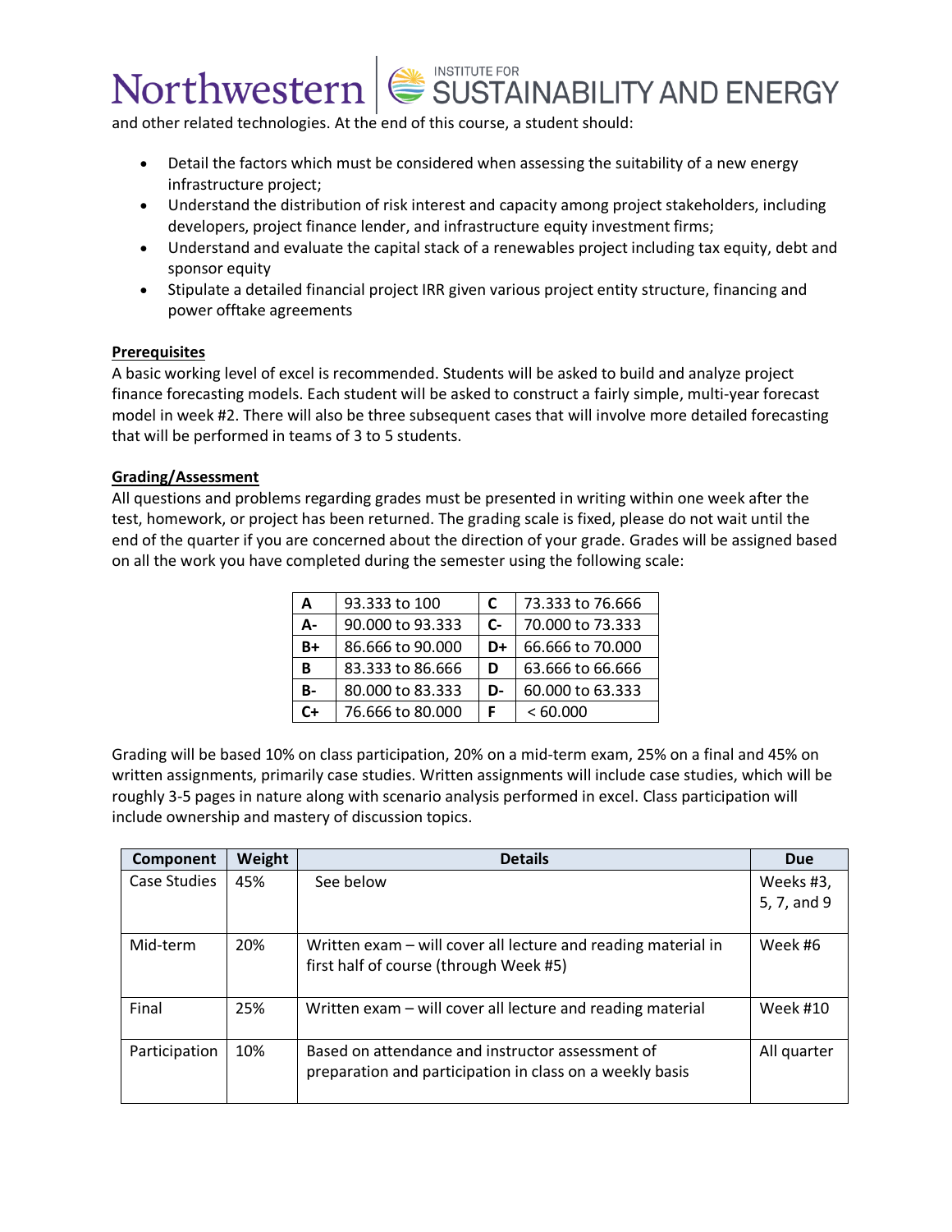and other related technologies. At the end of this course, a student should:

- Detail the factors which must be considered when assessing the suitability of a new energy infrastructure project;
- Understand the distribution of risk interest and capacity among project stakeholders, including developers, project finance lender, and infrastructure equity investment firms;
- Understand and evaluate the capital stack of a renewables project including tax equity, debt and sponsor equity
- Stipulate a detailed financial project IRR given various project entity structure, financing and power offtake agreements

**Prerequisites**

A basic working level of excel is recommended. Students will be asked to build and analyze project finance forecasting models. Each student will be asked to construct a fairly simple, multi-year forecast model in week #2. There will also be three subsequent cases that will involve more detailed forecasting that will be performed in teams of 3 to 5 students.

**Grading/Assessment**

All questions and problems regarding grades must be presented in writing within one week after the test, homework, or project has been returned. The grading scale is fixed, please do not wait until the end of the quarter if you are concerned about the direction of your grade. Grades will be assigned based on all the work you have completed during the semester using the following scale:

| | | | |
|---|---|---|---|
| A | 93.333 to 100 | C | 73.333 to 76.666 |
| A- | 90.000 to 93.333 | C- | 70.000 to 73.333 |
| B+ | 86.666 to 90.000 | D+ | 66.666 to 70.000 |
| B | 83.333 to 86.666 | D | 63.666 to 66.666 |
| B- | 80.000 to 83.333 | D- | 60.000 to 63.333 |
| C+ | 76.666 to 80.000 | F | < 60.000 |

Grading will be based 10% on class participation, 20% on a mid-term exam, 25% on a final and 45% on written assignments, primarily case studies. Written assignments will include case studies, which will be roughly 3-5 pages in nature along with scenario analysis performed in excel. Class participation will include ownership and mastery of discussion topics.

| Component | Weight | Details | Due |
|---|---|---|---|
| Case Studies | 45% | See below | Weeks #3, 5, 7, and 9 |
| Mid-term | 20% | Written exam – will cover all lecture and reading material in first half of course (through Week #5) | Week #6 |
| Final | 25% | Written exam – will cover all lecture and reading material | Week #10 |
| Participation | 10% | Based on attendance and instructor assessment of preparation and participation in class on a weekly basis | All quarter |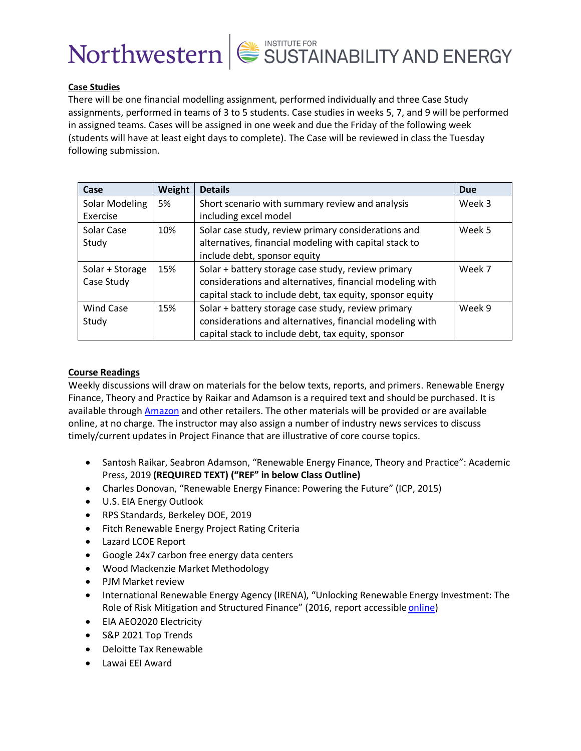**Case Studies**

There will be one financial modelling assignment, performed individually and three Case Study assignments, performed in teams of 3 to 5 students. Case studies in weeks 5, 7, and 9 will be performed in assigned teams. Cases will be assigned in one week and due the Friday of the following week (students will have at least eight days to complete). The Case will be reviewed in class the Tuesday following submission.

| Case | Weight | Details | Due |
|---|---|---|---|
| Solar Modeling Exercise | 5% | Short scenario with summary review and analysis including excel model | Week 3 |
| Solar Case Study | 10% | Solar case study, review primary considerations and alternatives, financial modeling with capital stack to include debt, sponsor equity | Week 5 |
| Solar + Storage Case Study | 15% | Solar + battery storage case study, review primary considerations and alternatives, financial modeling with capital stack to include debt, tax equity, sponsor equity | Week 7 |
| Wind Case Study | 15% | Solar + battery storage case study, review primary considerations and alternatives, financial modeling with capital stack to include debt, tax equity, sponsor | Week 9 |

**Course Readings**

Weekly discussions will draw on materials for the below texts, reports, and primers. Renewable Energy Finance, Theory and Practice by Raikar and Adamson is a required text and should be purchased. It is available through Amazon and other retailers. The other materials will be provided or are available online, at no charge. The instructor may also assign a number of industry news services to discuss timely/current updates in Project Finance that are illustrative of core course topics.

- Santosh Raikar, Seabron Adamson, "Renewable Energy Finance, Theory and Practice": Academic Press, 2019 **(REQUIRED TEXT) ("REF" in below Class Outline)**
- Charles Donovan, "Renewable Energy Finance: Powering the Future" (ICP, 2015)
- U.S. EIA Energy Outlook
- RPS Standards, Berkeley DOE, 2019
- Fitch Renewable Energy Project Rating Criteria
- Lazard LCOE Report
- Google 24x7 carbon free energy data centers
- Wood Mackenzie Market Methodology
- PJM Market review
- International Renewable Energy Agency (IRENA), "Unlocking Renewable Energy Investment: The Role of Risk Mitigation and Structured Finance" (2016, report accessible online)
- EIA AEO2020 Electricity
- S&P 2021 Top Trends
- Deloitte Tax Renewable
- Lawai EEI Award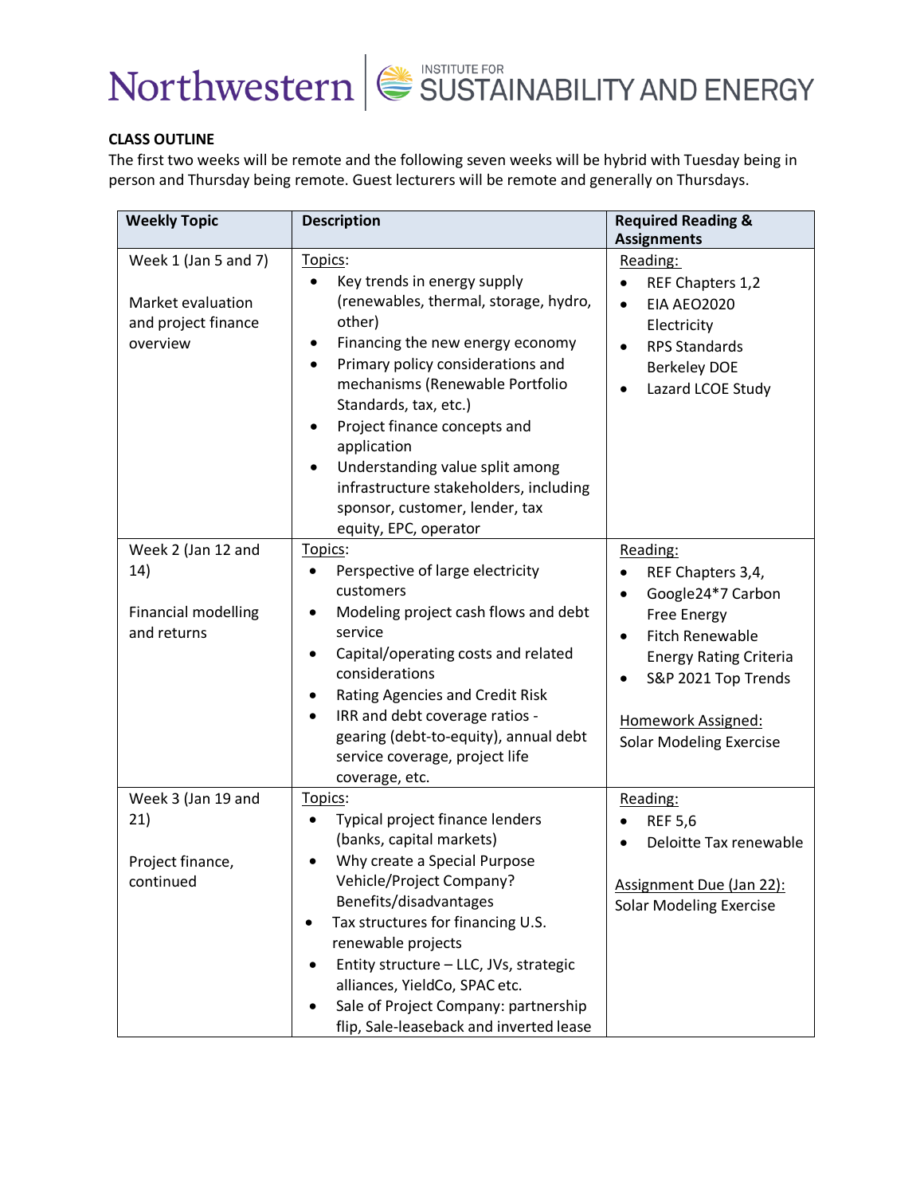**CLASS OUTLINE**

The first two weeks will be remote and the following seven weeks will be hybrid with Tuesday being in person and Thursday being remote. Guest lecturers will be remote and generally on Thursdays.

| Weekly Topic | Description | Required Reading & Assignments |
|---|---|---|
| Week 1 (Jan 5 and 7)<br><br>Market evaluation and project finance overview | Topics:<br>• Key trends in energy supply (renewables, thermal, storage, hydro, other)<br>• Financing the new energy economy<br>• Primary policy considerations and mechanisms (Renewable Portfolio Standards, tax, etc.)<br>• Project finance concepts and application<br>• Understanding value split among infrastructure stakeholders, including sponsor, customer, lender, tax equity, EPC, operator | Reading:<br>• REF Chapters 1,2<br>• EIA AEO2020 Electricity<br>• RPS Standards Berkeley DOE<br>• Lazard LCOE Study |
| Week 2 (Jan 12 and 14)<br><br>Financial modelling and returns | Topics:<br>• Perspective of large electricity customers<br>• Modeling project cash flows and debt service<br>• Capital/operating costs and related considerations<br>• Rating Agencies and Credit Risk<br>• IRR and debt coverage ratios - gearing (debt-to-equity), annual debt service coverage, project life coverage, etc. | Reading:<br>• REF Chapters 3,4,<br>• Google24*7 Carbon Free Energy<br>• Fitch Renewable Energy Rating Criteria<br>• S&P 2021 Top Trends<br><br>Homework Assigned:<br>Solar Modeling Exercise |
| Week 3 (Jan 19 and 21)<br><br>Project finance, continued | Topics:<br>• Typical project finance lenders (banks, capital markets)<br>• Why create a Special Purpose Vehicle/Project Company? Benefits/disadvantages<br>• Tax structures for financing U.S. renewable projects<br>• Entity structure – LLC, JVs, strategic alliances, YieldCo, SPAC etc.<br>• Sale of Project Company: partnership flip, Sale-leaseback and inverted lease | Reading:<br>• REF 5,6<br>• Deloitte Tax renewable<br><br>Assignment Due (Jan 22):<br>Solar Modeling Exercise |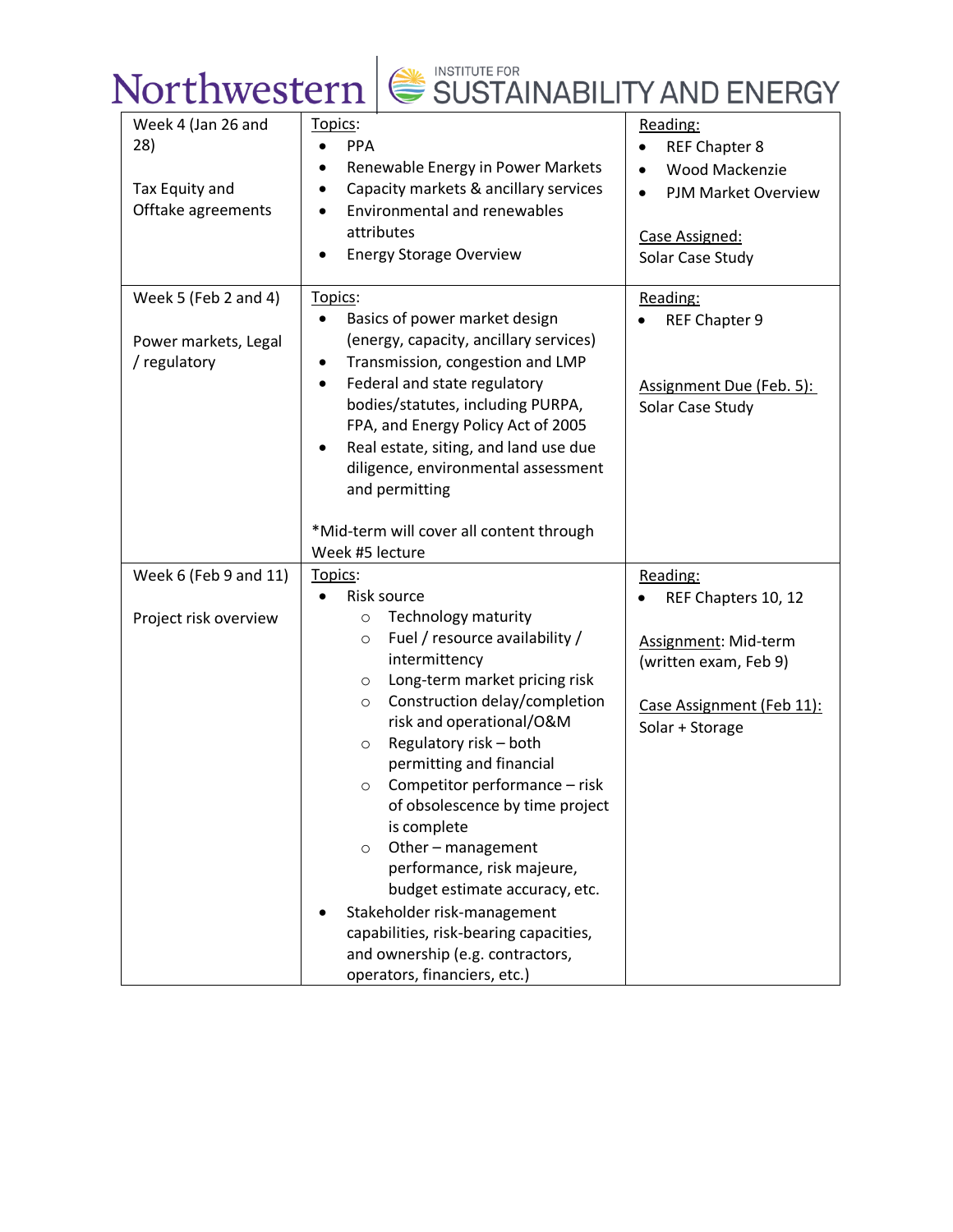| | | |
|---|---|---|
| Week 4 (Jan 26 and 28)<br><br>Tax Equity and Offtake agreements | Topics:<br>• PPA<br>• Renewable Energy in Power Markets<br>• Capacity markets & ancillary services<br>• Environmental and renewables attributes<br>• Energy Storage Overview | Reading:<br>• REF Chapter 8<br>• Wood Mackenzie<br>• PJM Market Overview<br><br>Case Assigned:<br>Solar Case Study |
| Week 5 (Feb 2 and 4)<br><br>Power markets, Legal / regulatory | Topics:<br>• Basics of power market design (energy, capacity, ancillary services)<br>• Transmission, congestion and LMP<br>• Federal and state regulatory bodies/statutes, including PURPA, FPA, and Energy Policy Act of 2005<br>• Real estate, siting, and land use due diligence, environmental assessment and permitting<br><br>*Mid-term will cover all content through Week #5 lecture | Reading:<br>• REF Chapter 9<br><br>Assignment Due (Feb. 5):<br>Solar Case Study |
| Week 6 (Feb 9 and 11)<br><br>Project risk overview | Topics:<br>• Risk source<br>&nbsp;&nbsp;○ Technology maturity<br>&nbsp;&nbsp;○ Fuel / resource availability / intermittency<br>&nbsp;&nbsp;○ Long-term market pricing risk<br>&nbsp;&nbsp;○ Construction delay/completion risk and operational/O&M<br>&nbsp;&nbsp;○ Regulatory risk – both permitting and financial<br>&nbsp;&nbsp;○ Competitor performance – risk of obsolescence by time project is complete<br>&nbsp;&nbsp;○ Other – management performance, risk majeure, budget estimate accuracy, etc.<br>• Stakeholder risk-management capabilities, risk-bearing capacities, and ownership (e.g. contractors, operators, financiers, etc.) | Reading:<br>• REF Chapters 10, 12<br><br>Assignment: Mid-term (written exam, Feb 9)<br><br>Case Assignment (Feb 11):<br>Solar + Storage |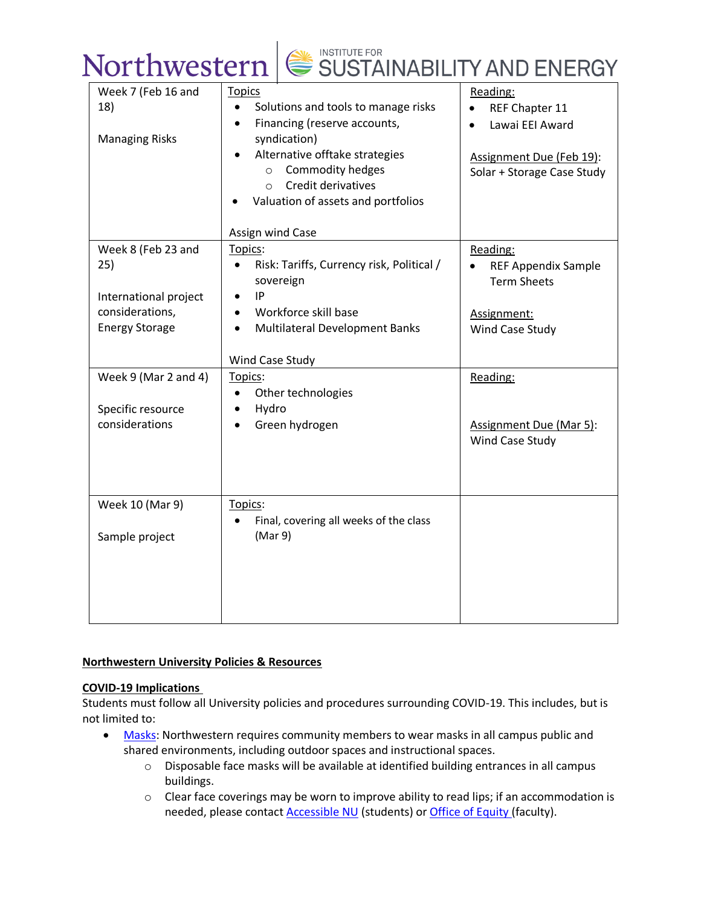| Week 7 (Feb 16 and 18)<br><br>Managing Risks | Topics<br>• Solutions and tools to manage risks<br>• Financing (reserve accounts, syndication)<br>• Alternative offtake strategies<br>  ○ Commodity hedges<br>  ○ Credit derivatives<br>• Valuation of assets and portfolios<br><br>Assign wind Case | Reading:<br>• REF Chapter 11<br>• Lawai EEI Award<br><br>Assignment Due (Feb 19):<br>Solar + Storage Case Study |
|---|---|---|
| Week 8 (Feb 23 and 25)<br><br>International project considerations, Energy Storage | Topics:<br>• Risk: Tariffs, Currency risk, Political / sovereign<br>• IP<br>• Workforce skill base<br>• Multilateral Development Banks<br><br>Wind Case Study | Reading:<br>• REF Appendix Sample Term Sheets<br><br>Assignment:<br>Wind Case Study |
| Week 9 (Mar 2 and 4)<br><br>Specific resource considerations | Topics:<br>• Other technologies<br>• Hydro<br>• Green hydrogen | Reading:<br><br>Assignment Due (Mar 5):<br>Wind Case Study |
| Week 10 (Mar 9)<br><br>Sample project | Topics:<br>• Final, covering all weeks of the class (Mar 9) | |

**Northwestern University Policies & Resources**

**COVID-19 Implications**

Students must follow all University policies and procedures surrounding COVID-19. This includes, but is not limited to:

- Masks: Northwestern requires community members to wear masks in all campus public and shared environments, including outdoor spaces and instructional spaces.
    - Disposable face masks will be available at identified building entrances in all campus buildings.
    - Clear face coverings may be worn to improve ability to read lips; if an accommodation is needed, please contact Accessible NU (students) or Office of Equity (faculty).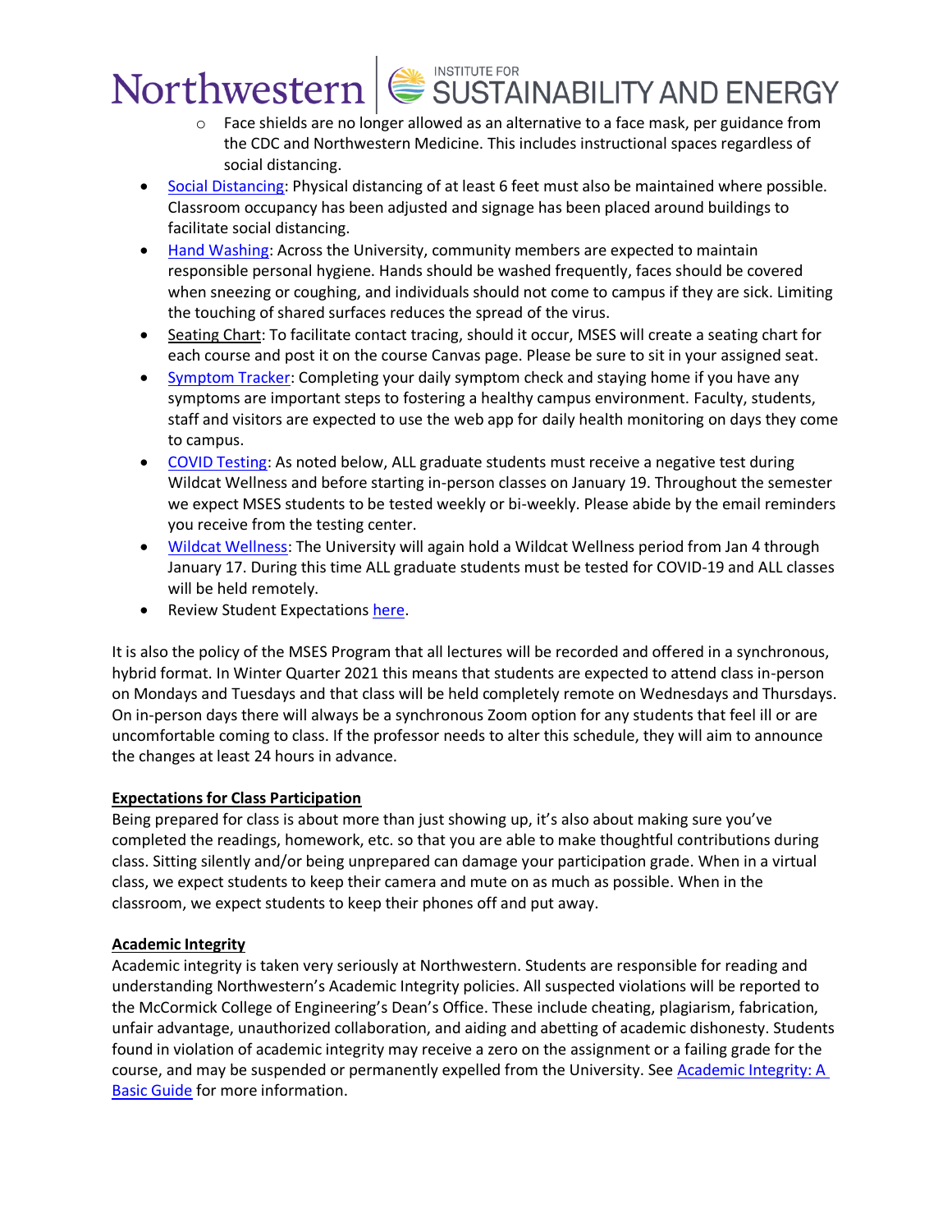- Face shields are no longer allowed as an alternative to a face mask, per guidance from the CDC and Northwestern Medicine. This includes instructional spaces regardless of social distancing.
- Social Distancing: Physical distancing of at least 6 feet must also be maintained where possible. Classroom occupancy has been adjusted and signage has been placed around buildings to facilitate social distancing.
- Hand Washing: Across the University, community members are expected to maintain responsible personal hygiene. Hands should be washed frequently, faces should be covered when sneezing or coughing, and individuals should not come to campus if they are sick. Limiting the touching of shared surfaces reduces the spread of the virus.
- Seating Chart: To facilitate contact tracing, should it occur, MSES will create a seating chart for each course and post it on the course Canvas page. Please be sure to sit in your assigned seat.
- Symptom Tracker: Completing your daily symptom check and staying home if you have any symptoms are important steps to fostering a healthy campus environment. Faculty, students, staff and visitors are expected to use the web app for daily health monitoring on days they come to campus.
- COVID Testing: As noted below, ALL graduate students must receive a negative test during Wildcat Wellness and before starting in-person classes on January 19. Throughout the semester we expect MSES students to be tested weekly or bi-weekly. Please abide by the email reminders you receive from the testing center.
- Wildcat Wellness: The University will again hold a Wildcat Wellness period from Jan 4 through January 17. During this time ALL graduate students must be tested for COVID-19 and ALL classes will be held remotely.
- Review Student Expectations here.

It is also the policy of the MSES Program that all lectures will be recorded and offered in a synchronous, hybrid format. In Winter Quarter 2021 this means that students are expected to attend class in-person on Mondays and Tuesdays and that class will be held completely remote on Wednesdays and Thursdays. On in-person days there will always be a synchronous Zoom option for any students that feel ill or are uncomfortable coming to class. If the professor needs to alter this schedule, they will aim to announce the changes at least 24 hours in advance.

**Expectations for Class Participation**

Being prepared for class is about more than just showing up, it's also about making sure you've completed the readings, homework, etc. so that you are able to make thoughtful contributions during class. Sitting silently and/or being unprepared can damage your participation grade. When in a virtual class, we expect students to keep their camera and mute on as much as possible. When in the classroom, we expect students to keep their phones off and put away.

**Academic Integrity**

Academic integrity is taken very seriously at Northwestern. Students are responsible for reading and understanding Northwestern's Academic Integrity policies. All suspected violations will be reported to the McCormick College of Engineering's Dean's Office. These include cheating, plagiarism, fabrication, unfair advantage, unauthorized collaboration, and aiding and abetting of academic dishonesty. Students found in violation of academic integrity may receive a zero on the assignment or a failing grade for the course, and may be suspended or permanently expelled from the University. See Academic Integrity: A Basic Guide for more information.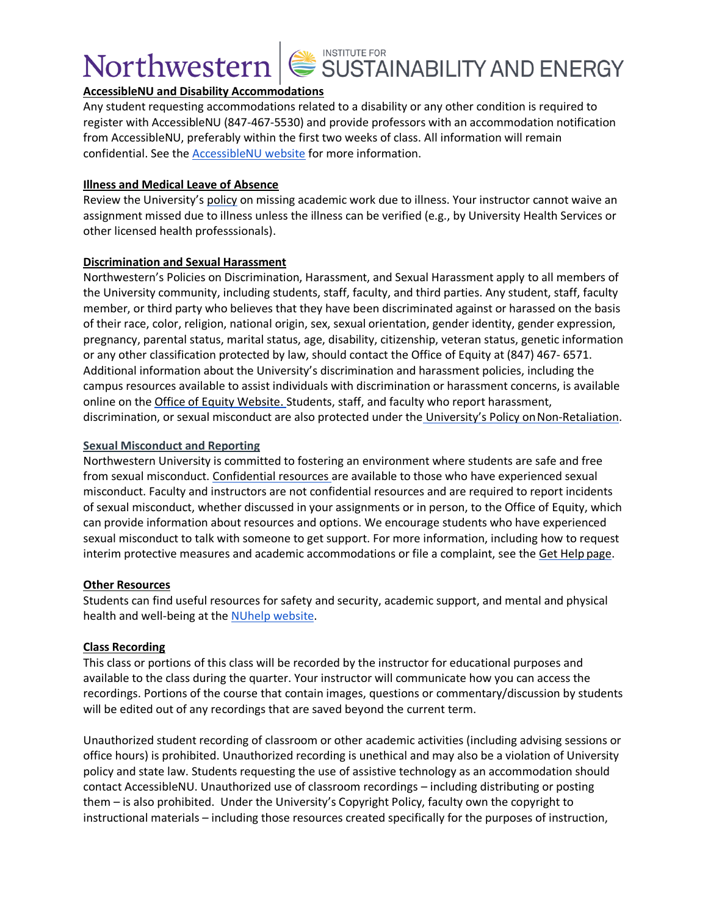**AccessibleNU and Disability Accommodations**

Any student requesting accommodations related to a disability or any other condition is required to register with AccessibleNU (847-467-5530) and provide professors with an accommodation notification from AccessibleNU, preferably within the first two weeks of class. All information will remain confidential. See the AccessibleNU website for more information.

**Illness and Medical Leave of Absence**

Review the University's policy on missing academic work due to illness. Your instructor cannot waive an assignment missed due to illness unless the illness can be verified (e.g., by University Health Services or other licensed health professsionals).

**Discrimination and Sexual Harassment**

Northwestern's Policies on Discrimination, Harassment, and Sexual Harassment apply to all members of the University community, including students, staff, faculty, and third parties. Any student, staff, faculty member, or third party who believes that they have been discriminated against or harassed on the basis of their race, color, religion, national origin, sex, sexual orientation, gender identity, gender expression, pregnancy, parental status, marital status, age, disability, citizenship, veteran status, genetic information or any other classification protected by law, should contact the Office of Equity at (847) 467- 6571. Additional information about the University's discrimination and harassment policies, including the campus resources available to assist individuals with discrimination or harassment concerns, is available online on the Office of Equity Website. Students, staff, and faculty who report harassment, discrimination, or sexual misconduct are also protected under the University's Policy on Non-Retaliation.

**Sexual Misconduct and Reporting**

Northwestern University is committed to fostering an environment where students are safe and free from sexual misconduct. Confidential resources are available to those who have experienced sexual misconduct. Faculty and instructors are not confidential resources and are required to report incidents of sexual misconduct, whether discussed in your assignments or in person, to the Office of Equity, which can provide information about resources and options. We encourage students who have experienced sexual misconduct to talk with someone to get support. For more information, including how to request interim protective measures and academic accommodations or file a complaint, see the Get Help page.

**Other Resources**

Students can find useful resources for safety and security, academic support, and mental and physical health and well-being at the NUhelp website.

**Class Recording**

This class or portions of this class will be recorded by the instructor for educational purposes and available to the class during the quarter. Your instructor will communicate how you can access the recordings. Portions of the course that contain images, questions or commentary/discussion by students will be edited out of any recordings that are saved beyond the current term.

Unauthorized student recording of classroom or other academic activities (including advising sessions or office hours) is prohibited. Unauthorized recording is unethical and may also be a violation of University policy and state law. Students requesting the use of assistive technology as an accommodation should contact AccessibleNU. Unauthorized use of classroom recordings – including distributing or posting them – is also prohibited. Under the University's Copyright Policy, faculty own the copyright to instructional materials – including those resources created specifically for the purposes of instruction,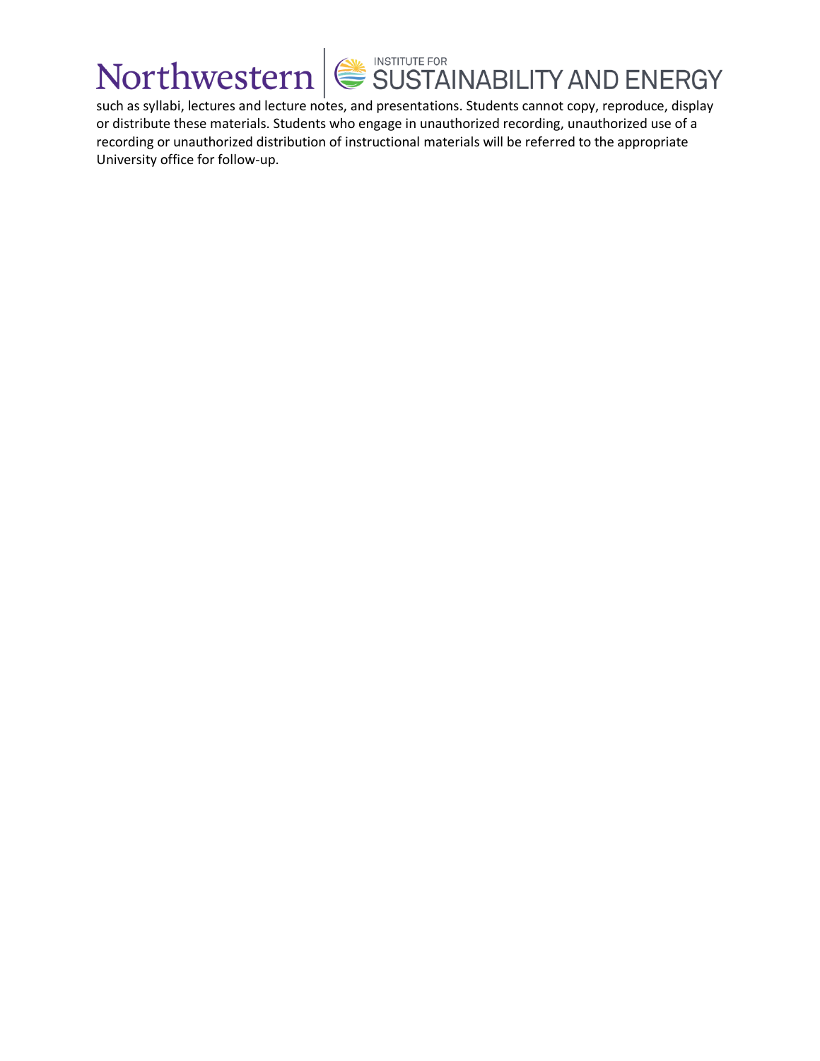such as syllabi, lectures and lecture notes, and presentations. Students cannot copy, reproduce, display or distribute these materials. Students who engage in unauthorized recording, unauthorized use of a recording or unauthorized distribution of instructional materials will be referred to the appropriate University office for follow-up.